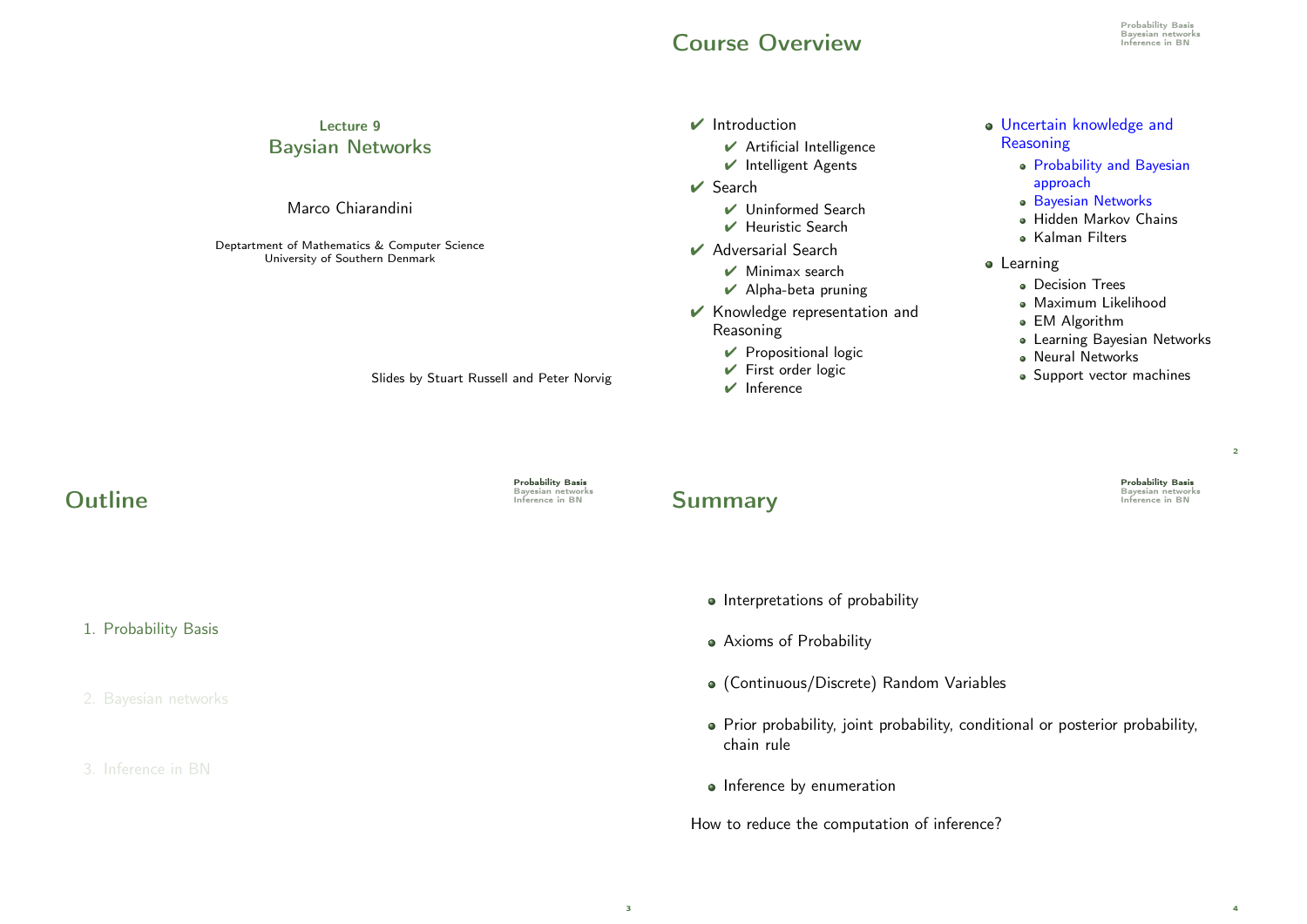Lecture 9

# Baysian Networks

Marco Chiarandini

Deptartment of Mathematics & Computer Science
University of Southern Denmark

Slides by Stuart Russell and Peter Norvig

## Course Overview

- ✔ Introduction
  - ✔ Artificial Intelligence
  - ✔ Intelligent Agents
- ✔ Search
  - ✔ Uninformed Search
  - ✔ Heuristic Search
- ✔ Adversarial Search
  - ✔ Minimax search
  - ✔ Alpha-beta pruning
- ✔ Knowledge representation and Reasoning
  - ✔ Propositional logic
  - ✔ First order logic
  - ✔ Inference
- Uncertain knowledge and Reasoning
  - Probability and Bayesian approach
  - Bayesian Networks
  - Hidden Markov Chains
  - Kalman Filters
- Learning
  - Decision Trees
  - Maximum Likelihood
  - EM Algorithm
  - Learning Bayesian Networks
  - Neural Networks
  - Support vector machines

## Outline

1. Probability Basis
2. Bayesian networks
3. Inference in BN

## Summary

- Interpretations of probability
- Axioms of Probability
- (Continuous/Discrete) Random Variables
- Prior probability, joint probability, conditional or posterior probability, chain rule
- Inference by enumeration

How to reduce the computation of inference?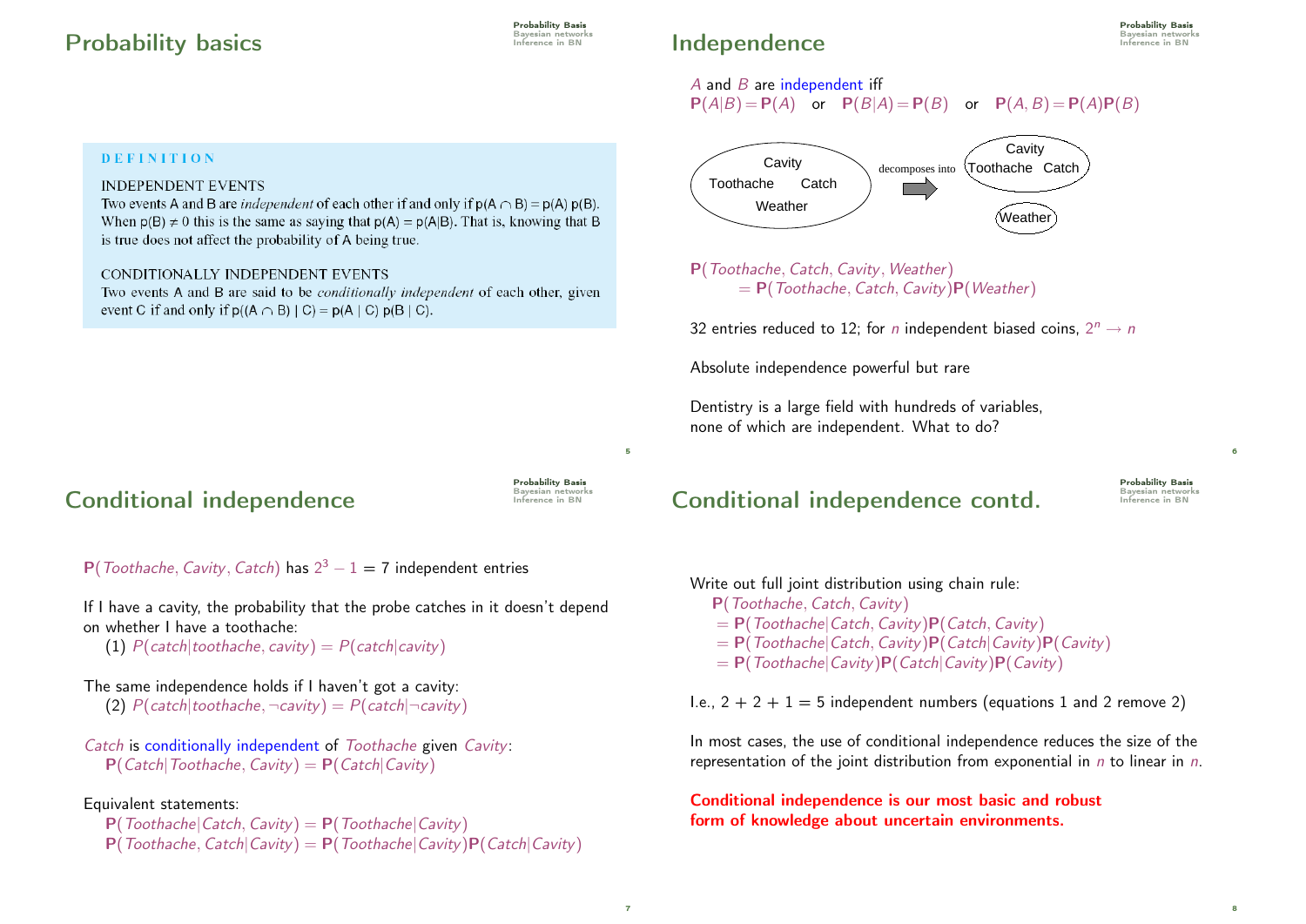# Probability basics

**DEFINITION**

INDEPENDENT EVENTS
Two events A and B are *independent* of each other if and only if $p(A \cap B) = p(A)\,p(B)$. When $p(B) \neq 0$ this is the same as saying that $p(A) = p(A|B)$. That is, knowing that B is true does not affect the probability of A being true.

CONDITIONALLY INDEPENDENT EVENTS
Two events A and B are said to be *conditionally independent* of each other, given event C if and only if $p((A \cap B) \mid C) = p(A \mid C)\,p(B \mid C)$.

# Independence

$A$ and $B$ are independent iff
$\mathbf{P}(A|B) = \mathbf{P}(A)$ or $\mathbf{P}(B|A) = \mathbf{P}(B)$ or $\mathbf{P}(A, B) = \mathbf{P}(A)\mathbf{P}(B)$

{Cavity, Toothache, Catch, Weather} decomposes into {Cavity, Toothache, Catch} and {Weather}

$\mathbf{P}(Toothache, Catch, Cavity, Weather)$
$= \mathbf{P}(Toothache, Catch, Cavity)\mathbf{P}(Weather)$

32 entries reduced to 12; for $n$ independent biased coins, $2^n \to n$

Absolute independence powerful but rare

Dentistry is a large field with hundreds of variables, none of which are independent. What to do?

# Conditional independence

$\mathbf{P}(Toothache, Cavity, Catch)$ has $2^3 - 1 = 7$ independent entries

If I have a cavity, the probability that the probe catches in it doesn't depend on whether I have a toothache:
(1) $P(catch|toothache, cavity) = P(catch|cavity)$

The same independence holds if I haven't got a cavity:
(2) $P(catch|toothache, \neg cavity) = P(catch|\neg cavity)$

$Catch$ is conditionally independent of $Toothache$ given $Cavity$:
$\mathbf{P}(Catch|Toothache, Cavity) = \mathbf{P}(Catch|Cavity)$

Equivalent statements:
$\mathbf{P}(Toothache|Catch, Cavity) = \mathbf{P}(Toothache|Cavity)$
$\mathbf{P}(Toothache, Catch|Cavity) = \mathbf{P}(Toothache|Cavity)\mathbf{P}(Catch|Cavity)$

# Conditional independence contd.

Write out full joint distribution using chain rule:
$\mathbf{P}(Toothache, Catch, Cavity)$
$= \mathbf{P}(Toothache|Catch, Cavity)\mathbf{P}(Catch, Cavity)$
$= \mathbf{P}(Toothache|Catch, Cavity)\mathbf{P}(Catch|Cavity)\mathbf{P}(Cavity)$
$= \mathbf{P}(Toothache|Cavity)\mathbf{P}(Catch|Cavity)\mathbf{P}(Cavity)$

I.e., $2 + 2 + 1 = 5$ independent numbers (equations 1 and 2 remove 2)

In most cases, the use of conditional independence reduces the size of the representation of the joint distribution from exponential in $n$ to linear in $n$.

**Conditional independence is our most basic and robust form of knowledge about uncertain environments.**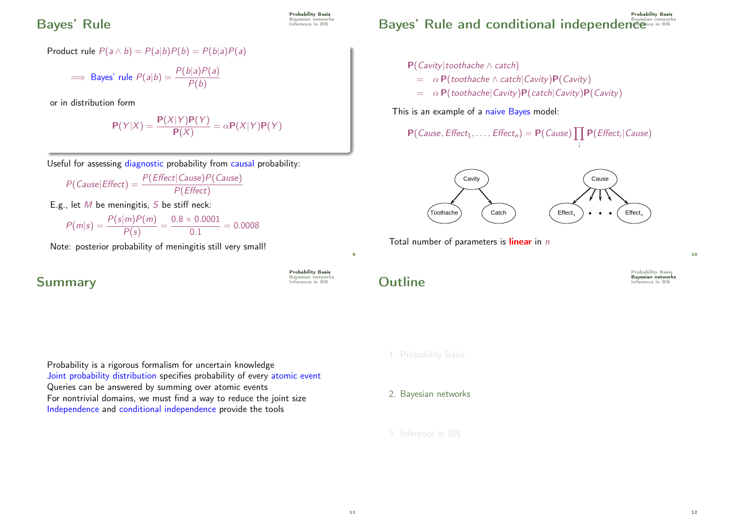## Bayes' Rule

Product rule $P(a \wedge b) = P(a|b)P(b) = P(b|a)P(a)$

$\implies$ Bayes' rule $P(a|b) = \frac{P(b|a)P(a)}{P(b)}$

or in distribution form

$$\mathbf{P}(Y|X) = \frac{\mathbf{P}(X|Y)\mathbf{P}(Y)}{\mathbf{P}(X)} = \alpha \mathbf{P}(X|Y)\mathbf{P}(Y)$$

Useful for assessing diagnostic probability from causal probability:

$$P(Cause|Effect) = \frac{P(Effect|Cause)P(Cause)}{P(Effect)}$$

E.g., let $M$ be meningitis, $S$ be stiff neck:

$$P(m|s) = \frac{P(s|m)P(m)}{P(s)} = \frac{0.8 \times 0.0001}{0.1} = 0.0008$$

Note: posterior probability of meningitis still very small!

## Bayes' Rule and conditional independence

$$\begin{aligned}
&\mathbf{P}(Cavity|toothache \wedge catch) \\
&= \alpha\, \mathbf{P}(toothache \wedge catch|Cavity)\mathbf{P}(Cavity) \\
&= \alpha\, \mathbf{P}(toothache|Cavity)\mathbf{P}(catch|Cavity)\mathbf{P}(Cavity)
\end{aligned}$$

This is an example of a naive Bayes model:

$$\mathbf{P}(Cause, Effect_1, \ldots, Effect_n) = \mathbf{P}(Cause)\prod_i \mathbf{P}(Effect_i|Cause)$$

Cavity → Toothache, Catch; Cause → $Effect_1$, . . ., $Effect_n$

Total number of parameters is **linear** in $n$

## Summary

Probability is a rigorous formalism for uncertain knowledge
Joint probability distribution specifies probability of every atomic event
Queries can be answered by summing over atomic events
For nontrivial domains, we must find a way to reduce the joint size
Independence and conditional independence provide the tools

## Outline

1. Probability Basis
2. Bayesian networks
3. Inference in BN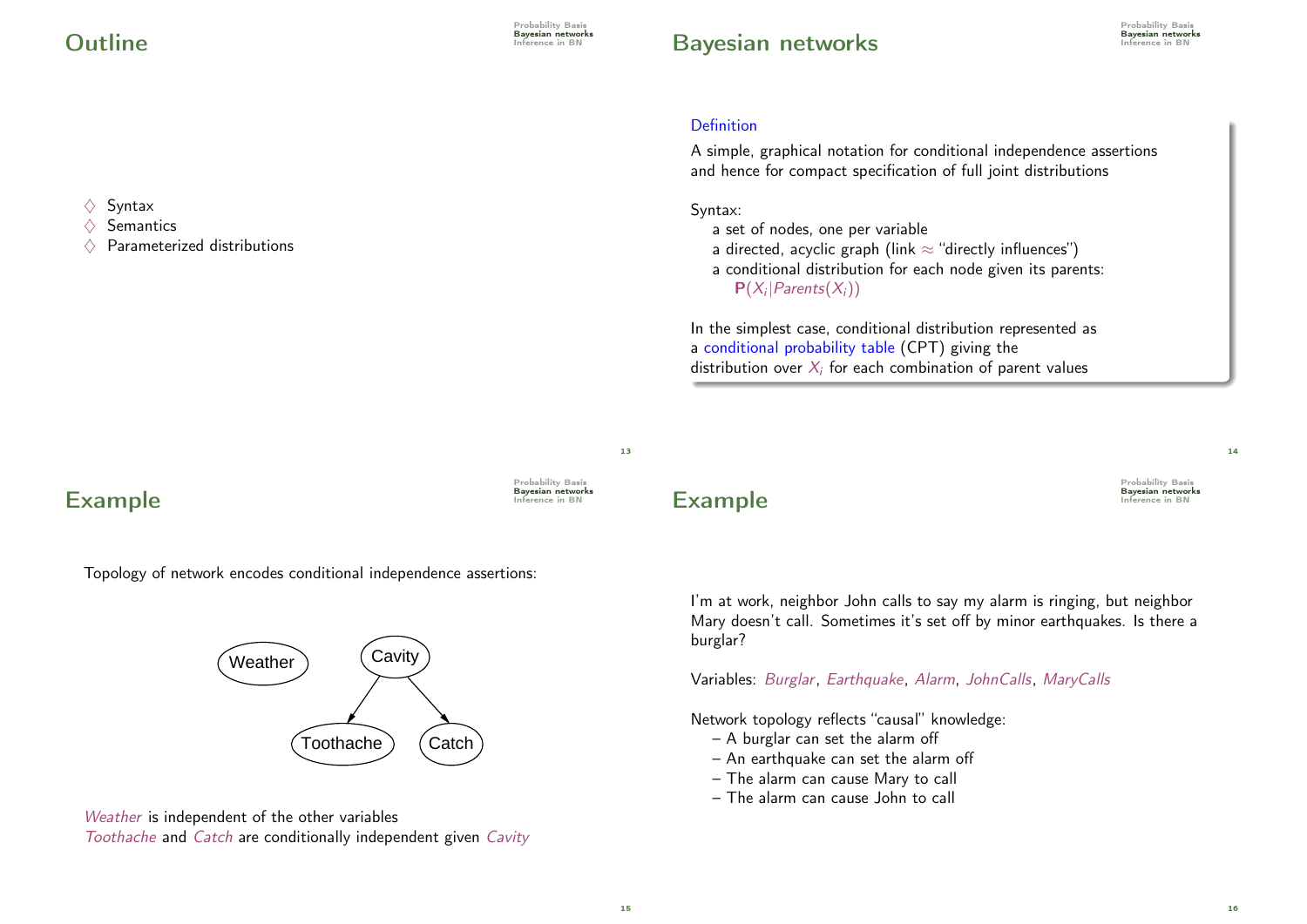## Outline

- ♢ Syntax
- ♢ Semantics
- ♢ Parameterized distributions

## Bayesian networks

**Definition**

A simple, graphical notation for conditional independence assertions and hence for compact specification of full joint distributions

Syntax:
- a set of nodes, one per variable
- a directed, acyclic graph (link ≈ "directly influences")
- a conditional distribution for each node given its parents: $\mathbf{P}(X_i|Parents(X_i))$

In the simplest case, conditional distribution represented as a conditional probability table (CPT) giving the distribution over $X_i$ for each combination of parent values

## Example

Topology of network encodes conditional independence assertions:

Weather, Cavity; Cavity → Toothache, Cavity → Catch

*Weather* is independent of the other variables
*Toothache* and *Catch* are conditionally independent given *Cavity*

## Example

I'm at work, neighbor John calls to say my alarm is ringing, but neighbor Mary doesn't call. Sometimes it's set off by minor earthquakes. Is there a burglar?

Variables: *Burglar*, *Earthquake*, *Alarm*, *JohnCalls*, *MaryCalls*

Network topology reflects "causal" knowledge:
- A burglar can set the alarm off
- An earthquake can set the alarm off
- The alarm can cause Mary to call
- The alarm can cause John to call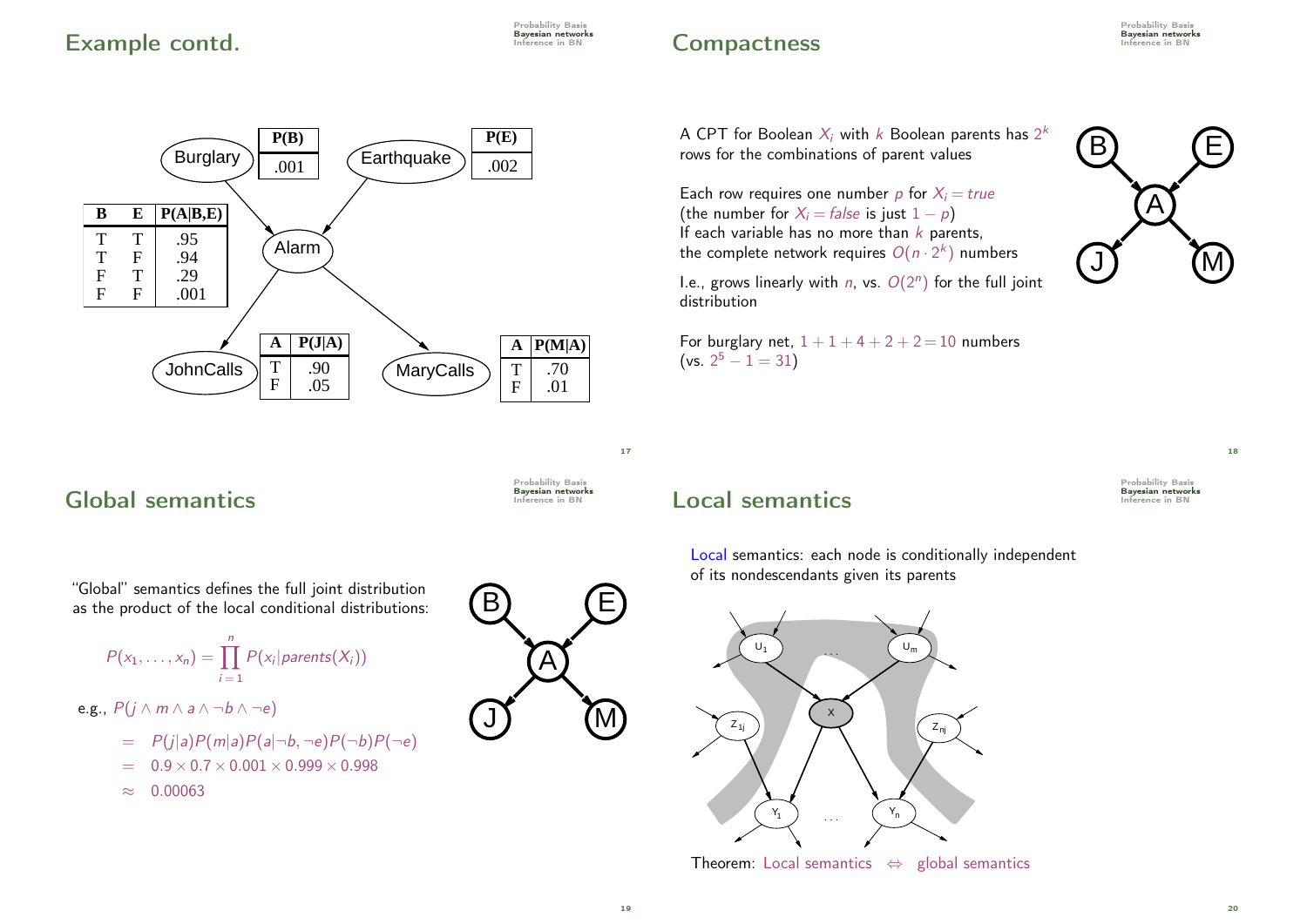## Example contd.

Burglary — P(B) = .001

Earthquake — P(E) = .002

| B | E | P(A\|B,E) |
|---|---|---|
| T | T | .95 |
| T | F | .94 |
| F | T | .29 |
| F | F | .001 |

Alarm

JohnCalls

| A | P(J\|A) |
|---|---|
| T | .90 |
| F | .05 |

MaryCalls

| A | P(M\|A) |
|---|---|
| T | .70 |
| F | .01 |

## Compactness

A CPT for Boolean $X_i$ with $k$ Boolean parents has $2^k$ rows for the combinations of parent values

Each row requires one number $p$ for $X_i = true$
(the number for $X_i = false$ is just $1 - p$)
If each variable has no more than $k$ parents,
the complete network requires $O(n \cdot 2^k)$ numbers

I.e., grows linearly with $n$, vs. $O(2^n)$ for the full joint distribution

For burglary net, $1 + 1 + 4 + 2 + 2 = 10$ numbers
(vs. $2^5 - 1 = 31$)

## Global semantics

"Global" semantics defines the full joint distribution as the product of the local conditional distributions:

$$P(x_1, \ldots, x_n) = \prod_{i=1}^{n} P(x_i | parents(X_i))$$

e.g., $P(j \wedge m \wedge a \wedge \neg b \wedge \neg e)$

$$= P(j|a)P(m|a)P(a|\neg b, \neg e)P(\neg b)P(\neg e)$$
$$= 0.9 \times 0.7 \times 0.001 \times 0.999 \times 0.998$$
$$\approx 0.00063$$

## Local semantics

Local semantics: each node is conditionally independent of its nondescendants given its parents

Theorem: Local semantics $\Leftrightarrow$ global semantics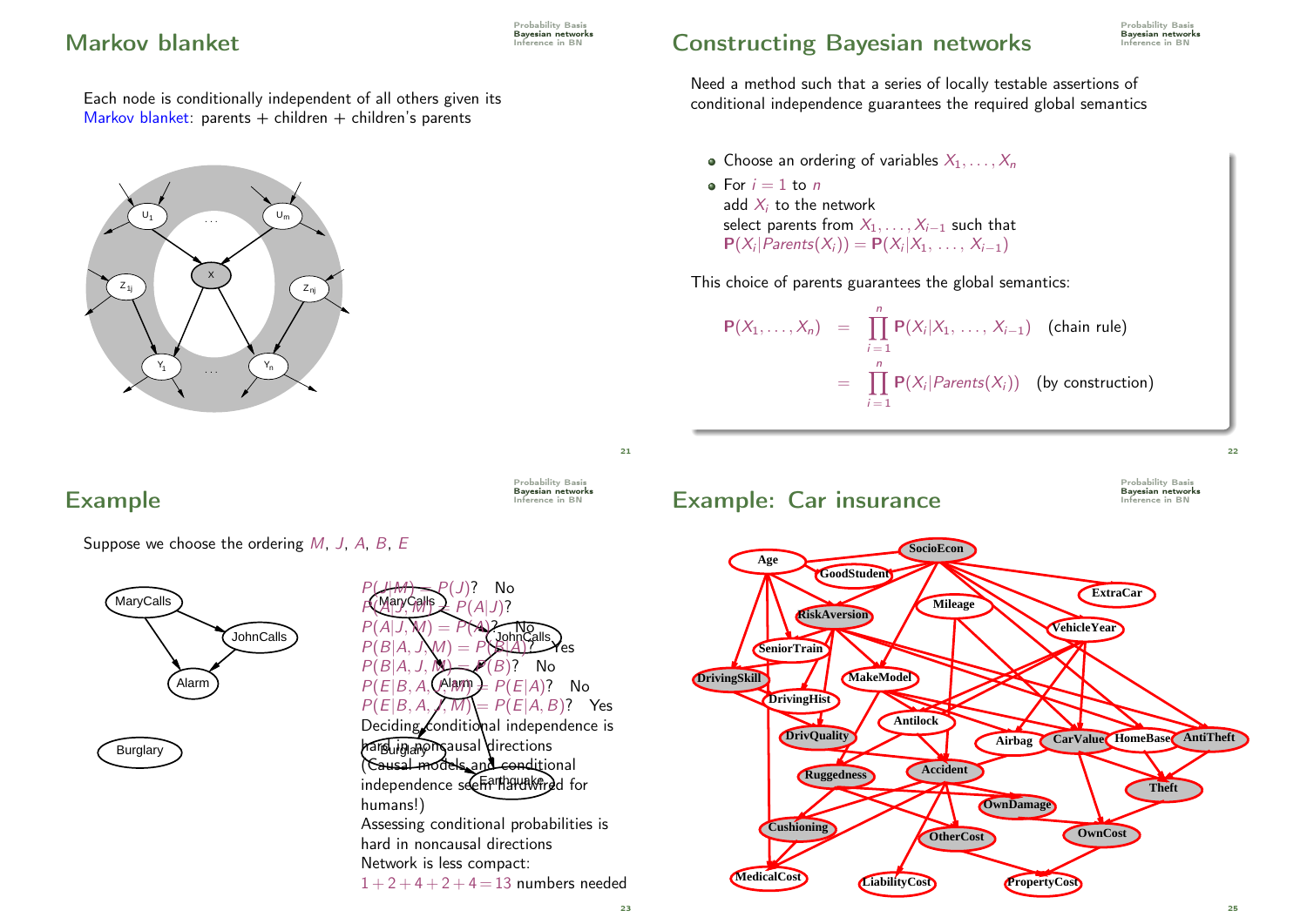## Markov blanket

Each node is conditionally independent of all others given its Markov blanket: parents + children + children's parents

## Constructing Bayesian networks

Need a method such that a series of locally testable assertions of conditional independence guarantees the required global semantics

- Choose an ordering of variables $X_1, \ldots, X_n$
- For $i = 1$ to $n$
  add $X_i$ to the network
  select parents from $X_1, \ldots, X_{i-1}$ such that
  $\mathbf{P}(X_i | Parents(X_i)) = \mathbf{P}(X_i | X_1, \ldots, X_{i-1})$

This choice of parents guarantees the global semantics:

$$\mathbf{P}(X_1, \ldots, X_n) = \prod_{i=1}^{n} \mathbf{P}(X_i | X_1, \ldots, X_{i-1}) \quad \text{(chain rule)}$$

$$= \prod_{i=1}^{n} \mathbf{P}(X_i | Parents(X_i)) \quad \text{(by construction)}$$

## Example

Suppose we choose the ordering $M$, $J$, $A$, $B$, $E$

$P(J|M) = P(J)$? No
$P(A|J,M) = P(A|J)$? $P(A|J,M) = P(A)$? No
$P(B|A,J,M) = P(B|A)$? Yes
$P(B|A,J,M) = P(B)$? No
$P(E|B,A,J,M) = P(E|A)$? No
$P(E|B,A,J,M) = P(E|A,B)$? Yes

Deciding conditional independence is hard in noncausal directions
(Causal models and conditional independence seem hardwired for humans!)
Assessing conditional probabilities is hard in noncausal directions
Network is less compact:
$1+2+4+2+4=13$ numbers needed

## Example: Car insurance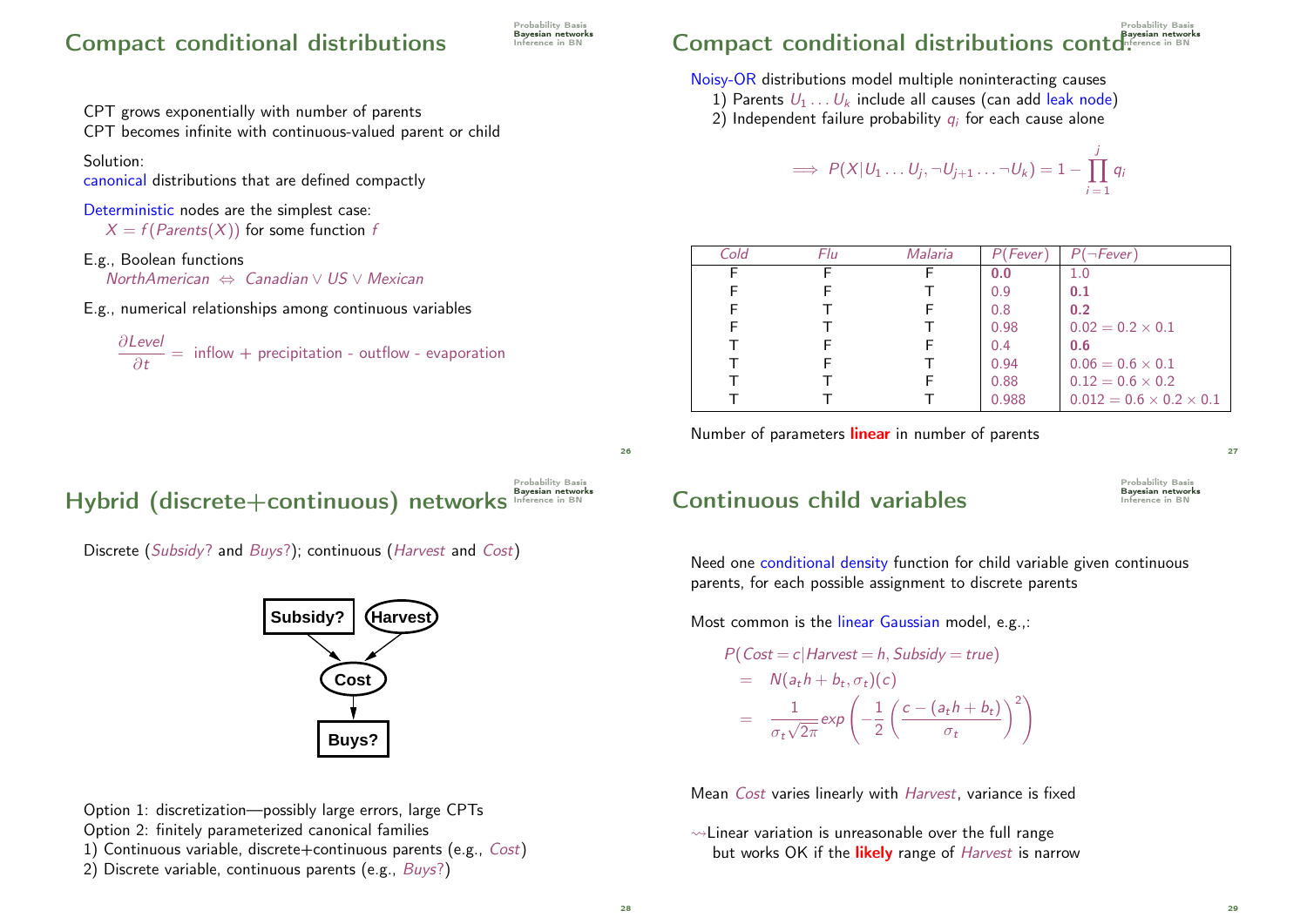## Compact conditional distributions

CPT grows exponentially with number of parents
CPT becomes infinite with continuous-valued parent or child

Solution:
canonical distributions that are defined compactly

Deterministic nodes are the simplest case:
$X = f(Parents(X))$ for some function $f$

E.g., Boolean functions
$NorthAmerican \Leftrightarrow Canadian \vee US \vee Mexican$

E.g., numerical relationships among continuous variables

$$\frac{\partial Level}{\partial t} = \text{ inflow + precipitation - outflow - evaporation}$$

## Compact conditional distributions contd.

Noisy-OR distributions model multiple noninteracting causes
1) Parents $U_1 \ldots U_k$ include all causes (can add leak node)
2) Independent failure probability $q_i$ for each cause alone

$$\Longrightarrow P(X|U_1 \ldots U_j, \neg U_{j+1} \ldots \neg U_k) = 1 - \prod_{i=1}^{j} q_i$$

| *Cold* | *Flu* | *Malaria* | $P(Fever)$ | $P(\neg Fever)$ |
|---|---|---|---|---|
| F | F | F | **0.0** | 1.0 |
| F | F | T | 0.9 | **0.1** |
| F | T | F | 0.8 | **0.2** |
| F | T | T | 0.98 | $0.02 = 0.2 \times 0.1$ |
| T | F | F | 0.4 | **0.6** |
| T | F | T | 0.94 | $0.06 = 0.6 \times 0.1$ |
| T | T | F | 0.88 | $0.12 = 0.6 \times 0.2$ |
| T | T | T | 0.988 | $0.012 = 0.6 \times 0.2 \times 0.1$ |

Number of parameters **linear** in number of parents

## Hybrid (discrete+continuous) networks

Discrete (*Subsidy?* and *Buys?*); continuous (*Harvest* and *Cost*)

Subsidy? → Cost ← Harvest; Cost → Buys?

Option 1: discretization—possibly large errors, large CPTs
Option 2: finitely parameterized canonical families
1) Continuous variable, discrete+continuous parents (e.g., *Cost*)
2) Discrete variable, continuous parents (e.g., *Buys?*)

## Continuous child variables

Need one conditional density function for child variable given continuous parents, for each possible assignment to discrete parents

Most common is the linear Gaussian model, e.g.,:

$$\begin{aligned} P(Cost = c|Harvest = h, Subsidy = true) \\ = N(a_t h + b_t, \sigma_t)(c) \\ = \frac{1}{\sigma_t\sqrt{2\pi}} exp\left(-\frac{1}{2}\left(\frac{c - (a_t h + b_t)}{\sigma_t}\right)^2\right) \end{aligned}$$

Mean *Cost* varies linearly with *Harvest*, variance is fixed

⇝Linear variation is unreasonable over the full range
but works OK if the **likely** range of *Harvest* is narrow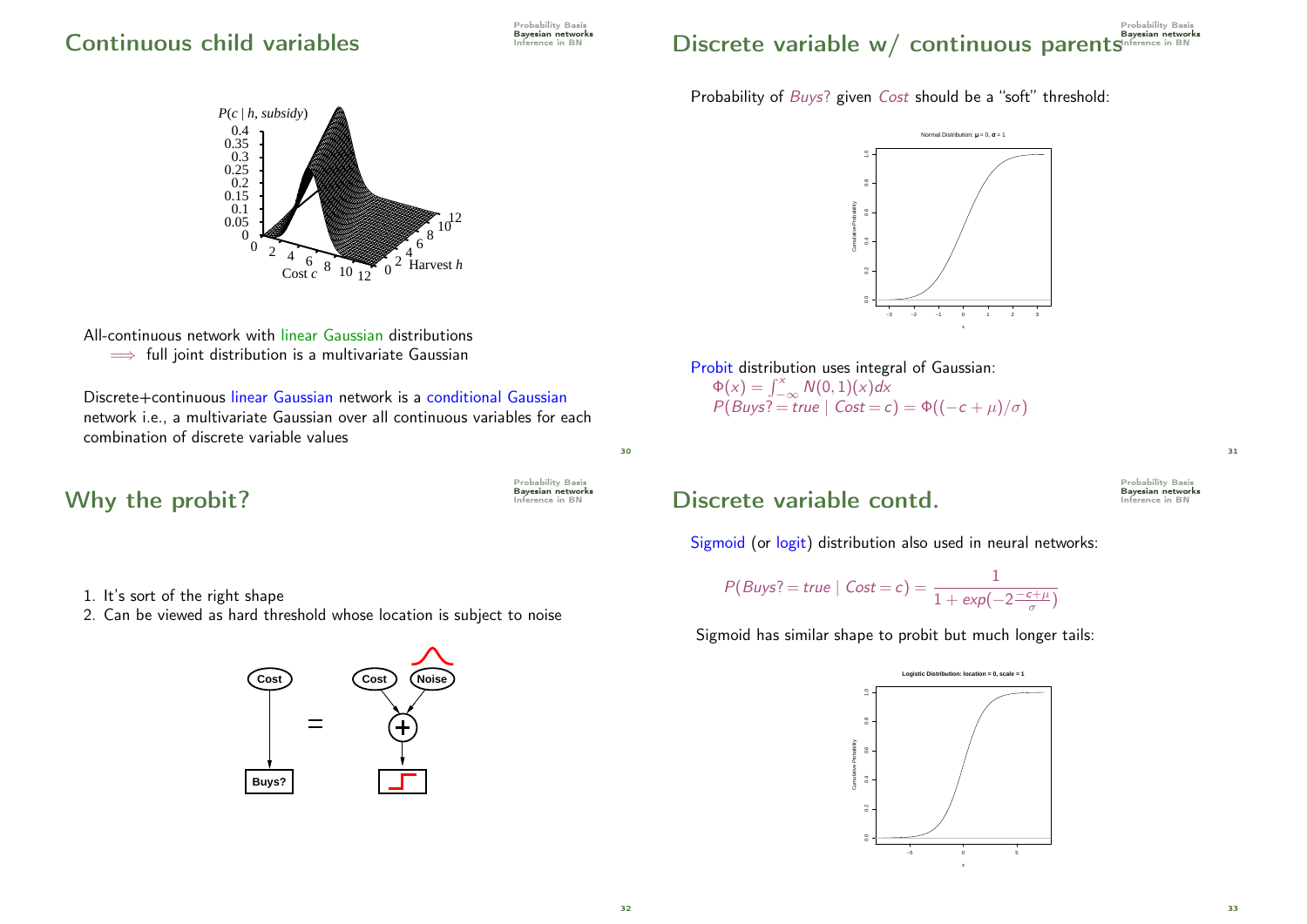## Continuous child variables

All-continuous network with linear Gaussian distributions
$\implies$ full joint distribution is a multivariate Gaussian

Discrete+continuous linear Gaussian network is a conditional Gaussian network i.e., a multivariate Gaussian over all continuous variables for each combination of discrete variable values

## Discrete variable w/ continuous parents

Probability of *Buys?* given *Cost* should be a "soft" threshold:

Probit distribution uses integral of Gaussian:

$\Phi(x) = \int_{-\infty}^{x} N(0,1)(x)dx$

$P(Buys? = true \mid Cost = c) = \Phi((-c + \mu)/\sigma)$

## Why the probit?

1. It's sort of the right shape
2. Can be viewed as hard threshold whose location is subject to noise

## Discrete variable contd.

Sigmoid (or logit) distribution also used in neural networks:

$$P(Buys? = true \mid Cost = c) = \frac{1}{1 + exp(-2\frac{-c+\mu}{\sigma})}$$

Sigmoid has similar shape to probit but much longer tails: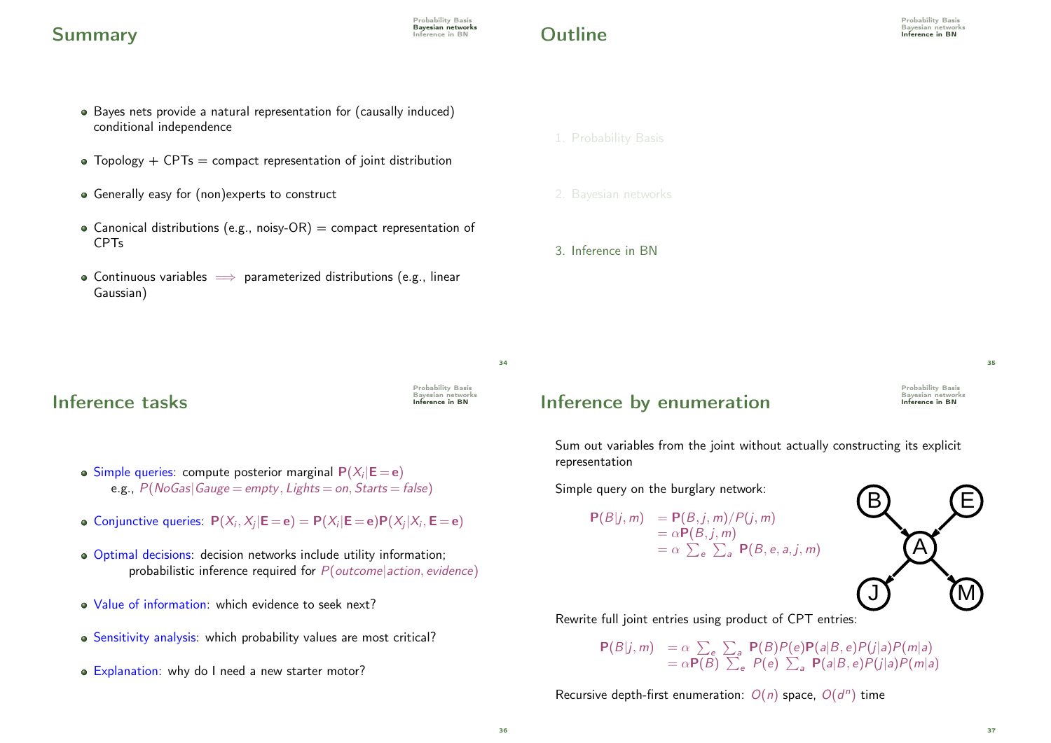## Summary

- Bayes nets provide a natural representation for (causally induced) conditional independence
- Topology + CPTs = compact representation of joint distribution
- Generally easy for (non)experts to construct
- Canonical distributions (e.g., noisy-OR) = compact representation of CPTs
- Continuous variables $\Longrightarrow$ parameterized distributions (e.g., linear Gaussian)

## Outline

1. Probability Basis
2. Bayesian networks
3. Inference in BN

## Inference tasks

- Simple queries: compute posterior marginal $\mathbf{P}(X_i|\mathbf{E}=\mathbf{e})$
  e.g., $P(NoGas|Gauge=empty, Lights=on, Starts=false)$
- Conjunctive queries: $\mathbf{P}(X_i, X_j|\mathbf{E}=\mathbf{e}) = \mathbf{P}(X_i|\mathbf{E}=\mathbf{e})\mathbf{P}(X_j|X_i, \mathbf{E}=\mathbf{e})$
- Optimal decisions: decision networks include utility information;
  probabilistic inference required for $P(outcome|action, evidence)$
- Value of information: which evidence to seek next?
- Sensitivity analysis: which probability values are most critical?
- Explanation: why do I need a new starter motor?

## Inference by enumeration

Sum out variables from the joint without actually constructing its explicit representation

Simple query on the burglary network:

$$
\begin{aligned}
\mathbf{P}(B|j, m) &= \mathbf{P}(B, j, m)/P(j, m) \\
&= \alpha\mathbf{P}(B, j, m) \\
&= \alpha \textstyle\sum_e \sum_a \mathbf{P}(B, e, a, j, m)
\end{aligned}
$$

Rewrite full joint entries using product of CPT entries:

$$
\begin{aligned}
\mathbf{P}(B|j, m) &= \alpha \textstyle\sum_e \sum_a \mathbf{P}(B)P(e)\mathbf{P}(a|B, e)P(j|a)P(m|a) \\
&= \alpha\mathbf{P}(B) \textstyle\sum_e P(e) \sum_a \mathbf{P}(a|B, e)P(j|a)P(m|a)
\end{aligned}
$$

Recursive depth-first enumeration: $O(n)$ space, $O(d^n)$ time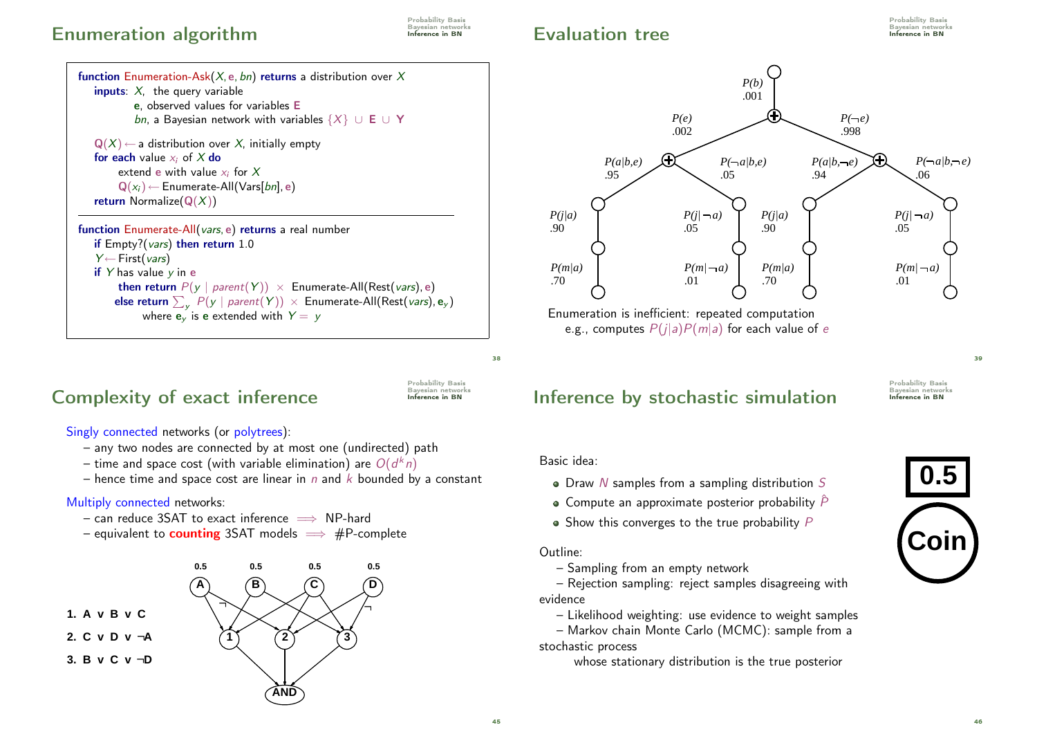## Enumeration algorithm

```
function Enumeration-Ask(X, e, bn) returns a distribution over X
   inputs: X, the query variable
           e, observed values for variables E
           bn, a Bayesian network with variables {X} ∪ E ∪ Y

   Q(X) ← a distribution over X, initially empty
   for each value x_i of X do
        extend e with value x_i for X
        Q(x_i) ← Enumerate-All(Vars[bn], e)
   return Normalize(Q(X))

function Enumerate-All(vars, e) returns a real number
   if Empty?(vars) then return 1.0
   Y ← First(vars)
   if Y has value y in e
        then return P(y | parent(Y)) × Enumerate-All(Rest(vars), e)
        else return Σ_y P(y | parent(Y)) × Enumerate-All(Rest(vars), e_y)
             where e_y is e extended with Y = y
```

## Evaluation tree

$P(b)$ .001

- $P(e)$ .002
  - $P(a|b,e)$ .95
    - $P(j|a)$ .90
    - $P(m|a)$ .70
  - $P(\neg a|b,e)$ .05
    - $P(j|\neg a)$ .05
    - $P(m|\neg a)$ .01
- $P(\neg e)$ .998
  - $P(a|b,\neg e)$ .94
    - $P(j|a)$ .90
    - $P(m|a)$ .70
  - $P(\neg a|b,\neg e)$ .06
    - $P(j|\neg a)$ .05
    - $P(m|\neg a)$ .01

Enumeration is inefficient: repeated computation
e.g., computes $P(j|a)P(m|a)$ for each value of $e$

## Complexity of exact inference

Singly connected networks (or polytrees):
- any two nodes are connected by at most one (undirected) path
- time and space cost (with variable elimination) are $O(d^k n)$
- hence time and space cost are linear in $n$ and $k$ bounded by a constant

Multiply connected networks:
- can reduce 3SAT to exact inference $\Longrightarrow$ NP-hard
- equivalent to **counting** 3SAT models $\Longrightarrow$ #P-complete

Network: nodes A, B, C, D (each with prior 0.5) feed clause nodes 1, 2, 3, which feed an AND node.

1. A v B v C
2. C v D v ¬A
3. B v C v ¬D

## Inference by stochastic simulation

Basic idea:
- Draw $N$ samples from a sampling distribution $S$
- Compute an approximate posterior probability $\hat{P}$
- Show this converges to the true probability $P$

0.5 Coin

Outline:
- Sampling from an empty network
- Rejection sampling: reject samples disagreeing with evidence
- Likelihood weighting: use evidence to weight samples
- Markov chain Monte Carlo (MCMC): sample from a stochastic process whose stationary distribution is the true posterior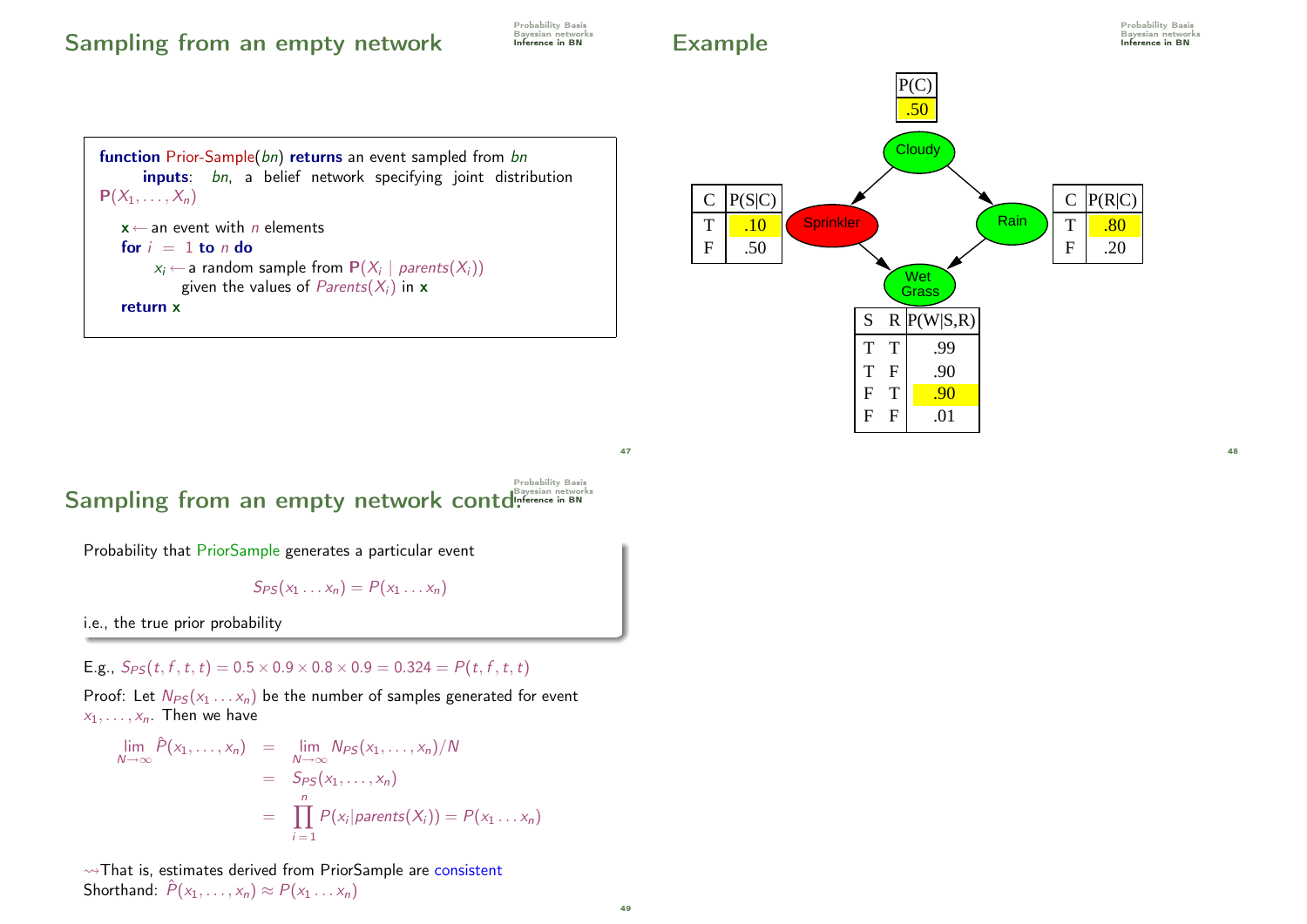# Sampling from an empty network

```
function Prior-Sample(bn) returns an event sampled from bn
    inputs: bn, a belief network specifying joint distribution P(X_1, ..., X_n)

    x ← an event with n elements
    for i = 1 to n do
        x_i ← a random sample from P(X_i | parents(X_i))
              given the values of Parents(X_i) in x
    return x
```

# Example

P(C)

| P(C) |
|---|
| .50 |

Cloudy

Sprinkler

Rain

Wet Grass

| C | P(S\|C) |
|---|---|
| T | .10 |
| F | .50 |

| C | P(R\|C) |
|---|---|
| T | .80 |
| F | .20 |

| S | R | P(W\|S,R) |
|---|---|---|
| T | T | .99 |
| T | F | .90 |
| F | T | .90 |
| F | F | .01 |

# Sampling from an empty network contd.

Probability that PriorSample generates a particular event

$$S_{PS}(x_1 \ldots x_n) = P(x_1 \ldots x_n)$$

i.e., the true prior probability

E.g., $S_{PS}(t, f, t, t) = 0.5 \times 0.9 \times 0.8 \times 0.9 = 0.324 = P(t, f, t, t)$

Proof: Let $N_{PS}(x_1 \ldots x_n)$ be the number of samples generated for event $x_1, \ldots, x_n$. Then we have

$$\begin{aligned}
\lim_{N \to \infty} \hat{P}(x_1, \ldots, x_n) &= \lim_{N \to \infty} N_{PS}(x_1, \ldots, x_n)/N \\
&= S_{PS}(x_1, \ldots, x_n) \\
&= \prod_{i=1}^{n} P(x_i | parents(X_i)) = P(x_1 \ldots x_n)
\end{aligned}$$

$\rightsquigarrow$That is, estimates derived from PriorSample are consistent
Shorthand: $\hat{P}(x_1, \ldots, x_n) \approx P(x_1 \ldots x_n)$